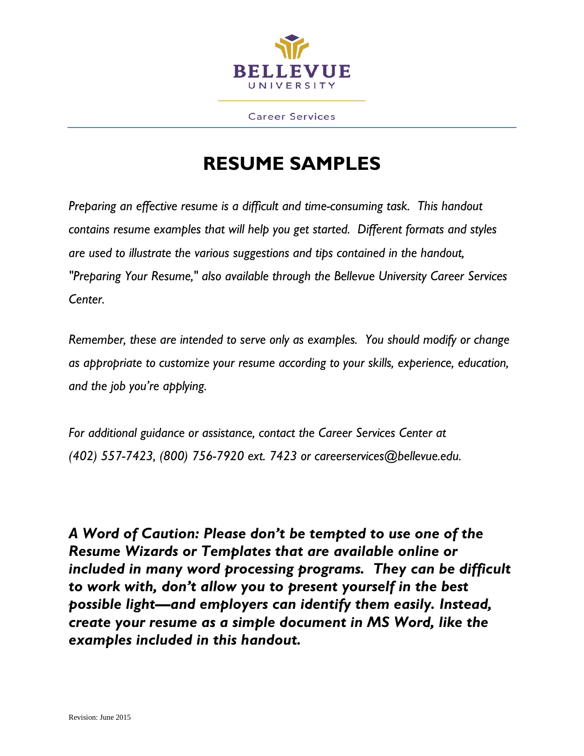BELLEVUE UNIVERSITY

Career Services

# RESUME SAMPLES

*Preparing an effective resume is a difficult and time-consuming task. This handout contains resume examples that will help you get started. Different formats and styles are used to illustrate the various suggestions and tips contained in the handout, "Preparing Your Resume," also available through the Bellevue University Career Services Center.*

*Remember, these are intended to serve only as examples. You should modify or change as appropriate to customize your resume according to your skills, experience, education, and the job you're applying.*

*For additional guidance or assistance, contact the Career Services Center at (402) 557-7423, (800) 756-7920 ext. 7423 or careerservices@bellevue.edu.*

***A Word of Caution: Please don't be tempted to use one of the Resume Wizards or Templates that are available online or included in many word processing programs. They can be difficult to work with, don't allow you to present yourself in the best possible light—and employers can identify them easily. Instead, create your resume as a simple document in MS Word, like the examples included in this handout.***

Revision: June 2015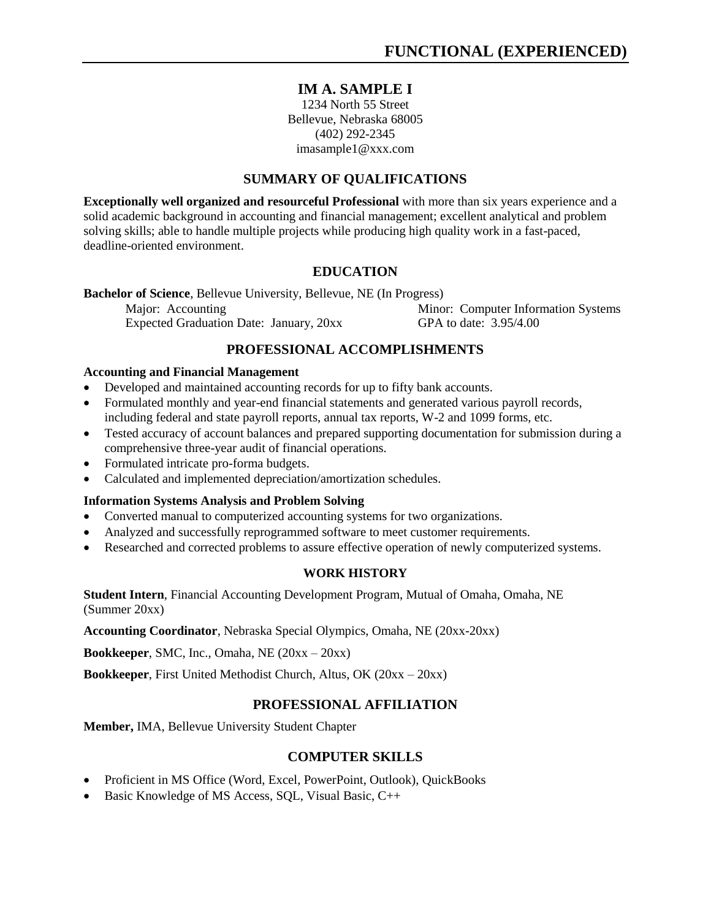# FUNCTIONAL (EXPERIENCED)

## IM A. SAMPLE I

1234 North 55 Street
Bellevue, Nebraska 68005
(402) 292-2345
imasample1@xxx.com

## SUMMARY OF QUALIFICATIONS

**Exceptionally well organized and resourceful Professional** with more than six years experience and a solid academic background in accounting and financial management; excellent analytical and problem solving skills; able to handle multiple projects while producing high quality work in a fast-paced, deadline-oriented environment.

## EDUCATION

**Bachelor of Science**, Bellevue University, Bellevue, NE (In Progress)

Major: Accounting
Minor: Computer Information Systems
Expected Graduation Date: January, 20xx
GPA to date: 3.95/4.00

## PROFESSIONAL ACCOMPLISHMENTS

**Accounting and Financial Management**

- Developed and maintained accounting records for up to fifty bank accounts.
- Formulated monthly and year-end financial statements and generated various payroll records, including federal and state payroll reports, annual tax reports, W-2 and 1099 forms, etc.
- Tested accuracy of account balances and prepared supporting documentation for submission during a comprehensive three-year audit of financial operations.
- Formulated intricate pro-forma budgets.
- Calculated and implemented depreciation/amortization schedules.

**Information Systems Analysis and Problem Solving**

- Converted manual to computerized accounting systems for two organizations.
- Analyzed and successfully reprogrammed software to meet customer requirements.
- Researched and corrected problems to assure effective operation of newly computerized systems.

## WORK HISTORY

**Student Intern**, Financial Accounting Development Program, Mutual of Omaha, Omaha, NE (Summer 20xx)

**Accounting Coordinator**, Nebraska Special Olympics, Omaha, NE (20xx-20xx)

**Bookkeeper**, SMC, Inc., Omaha, NE (20xx – 20xx)

**Bookkeeper**, First United Methodist Church, Altus, OK (20xx – 20xx)

## PROFESSIONAL AFFILIATION

**Member,** IMA, Bellevue University Student Chapter

## COMPUTER SKILLS

- Proficient in MS Office (Word, Excel, PowerPoint, Outlook), QuickBooks
- Basic Knowledge of MS Access, SQL, Visual Basic, C++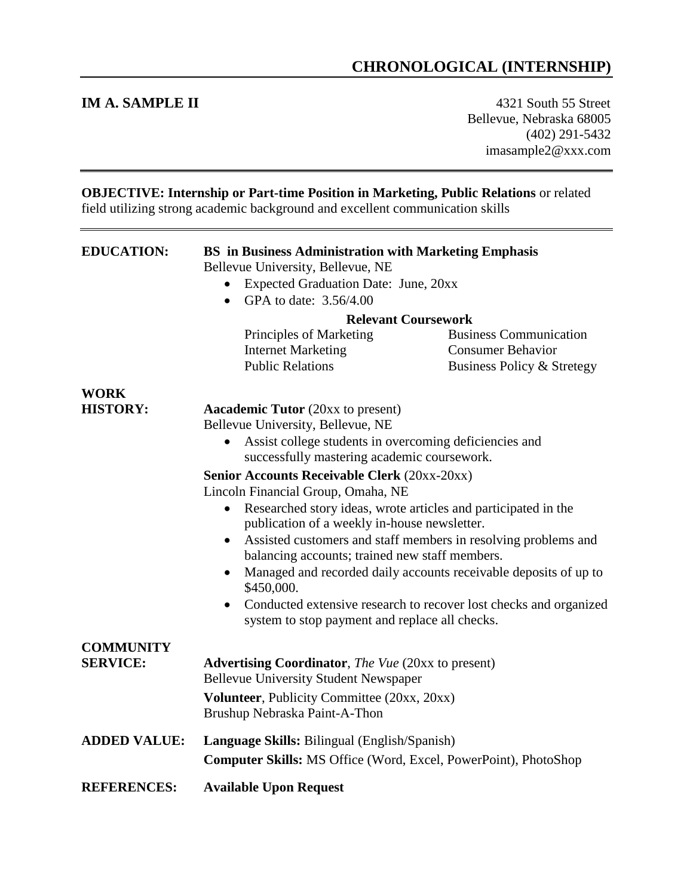# CHRONOLOGICAL (INTERNSHIP)

**IM A. SAMPLE II**

4321 South 55 Street
Bellevue, Nebraska 68005
(402) 291-5432
imasample2@xxx.com

---

**OBJECTIVE: Internship or Part-time Position in Marketing, Public Relations** or related field utilizing strong academic background and excellent communication skills

---

## EDUCATION:

**BS in Business Administration with Marketing Emphasis**
Bellevue University, Bellevue, NE

- Expected Graduation Date: June, 20xx
- GPA to date: 3.56/4.00

**Relevant Coursework**

| | |
|---|---|
| Principles of Marketing | Business Communication |
| Internet Marketing | Consumer Behavior |
| Public Relations | Business Policy & Stretegy |

## WORK HISTORY:

**Aacademic Tutor** (20xx to present)
Bellevue University, Bellevue, NE

- Assist college students in overcoming deficiencies and successfully mastering academic coursework.

**Senior Accounts Receivable Clerk** (20xx-20xx)
Lincoln Financial Group, Omaha, NE

- Researched story ideas, wrote articles and participated in the publication of a weekly in-house newsletter.
- Assisted customers and staff members in resolving problems and balancing accounts; trained new staff members.
- Managed and recorded daily accounts receivable deposits of up to $450,000.
- Conducted extensive research to recover lost checks and organized system to stop payment and replace all checks.

## COMMUNITY SERVICE:

**Advertising Coordinator**, *The Vue* (20xx to present)
Bellevue University Student Newspaper

**Volunteer**, Publicity Committee (20xx, 20xx)
Brushup Nebraska Paint-A-Thon

## ADDED VALUE:

**Language Skills:** Bilingual (English/Spanish)

**Computer Skills:** MS Office (Word, Excel, PowerPoint), PhotoShop

## REFERENCES:

**Available Upon Request**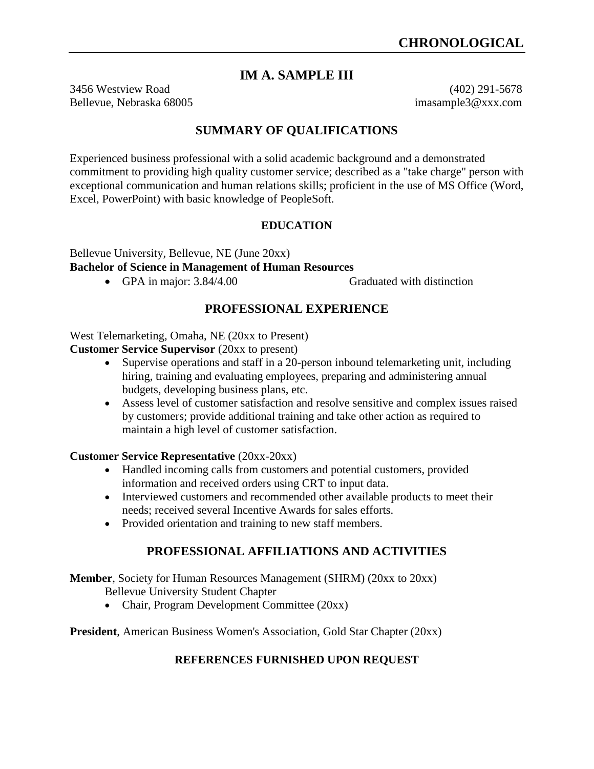# CHRONOLOGICAL

## IM A. SAMPLE III

3456 Westview Road
Bellevue, Nebraska 68005

(402) 291-5678
imasample3@xxx.com

## SUMMARY OF QUALIFICATIONS

Experienced business professional with a solid academic background and a demonstrated commitment to providing high quality customer service; described as a "take charge" person with exceptional communication and human relations skills; proficient in the use of MS Office (Word, Excel, PowerPoint) with basic knowledge of PeopleSoft.

### EDUCATION

Bellevue University, Bellevue, NE (June 20xx)
**Bachelor of Science in Management of Human Resources**

- GPA in major: 3.84/4.00 Graduated with distinction

## PROFESSIONAL EXPERIENCE

West Telemarketing, Omaha, NE (20xx to Present)
**Customer Service Supervisor** (20xx to present)

- Supervise operations and staff in a 20-person inbound telemarketing unit, including hiring, training and evaluating employees, preparing and administering annual budgets, developing business plans, etc.
- Assess level of customer satisfaction and resolve sensitive and complex issues raised by customers; provide additional training and take other action as required to maintain a high level of customer satisfaction.

**Customer Service Representative** (20xx-20xx)

- Handled incoming calls from customers and potential customers, provided information and received orders using CRT to input data.
- Interviewed customers and recommended other available products to meet their needs; received several Incentive Awards for sales efforts.
- Provided orientation and training to new staff members.

## PROFESSIONAL AFFILIATIONS AND ACTIVITIES

**Member**, Society for Human Resources Management (SHRM) (20xx to 20xx)
Bellevue University Student Chapter

- Chair, Program Development Committee (20xx)

**President**, American Business Women's Association, Gold Star Chapter (20xx)

### REFERENCES FURNISHED UPON REQUEST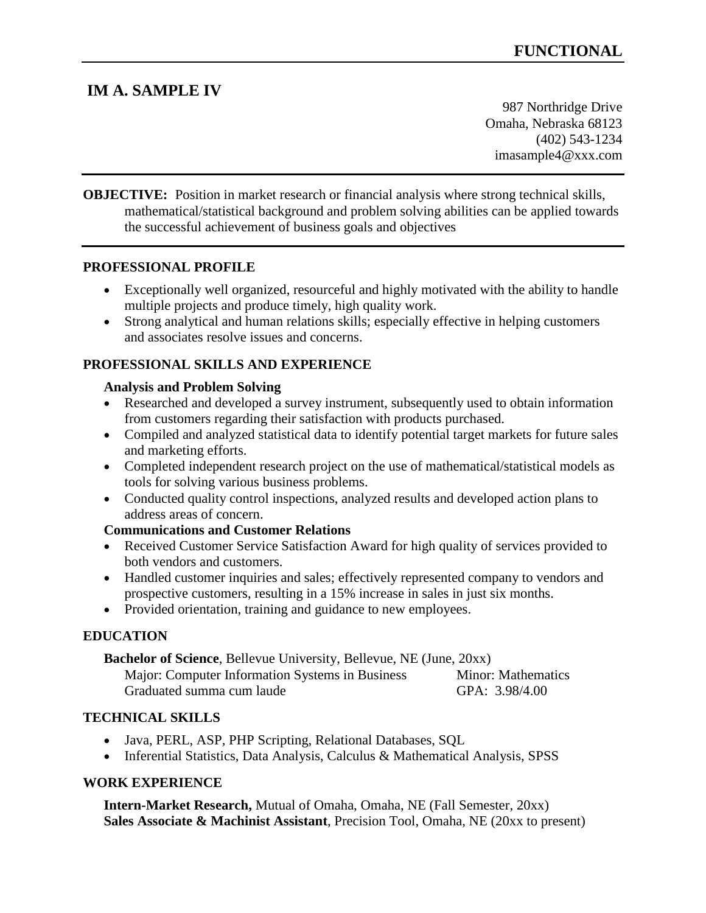**FUNCTIONAL**

# IM A. SAMPLE IV

987 Northridge Drive
Omaha, Nebraska 68123
(402) 543-1234
imasample4@xxx.com

**OBJECTIVE:** Position in market research or financial analysis where strong technical skills, mathematical/statistical background and problem solving abilities can be applied towards the successful achievement of business goals and objectives

## PROFESSIONAL PROFILE

- Exceptionally well organized, resourceful and highly motivated with the ability to handle multiple projects and produce timely, high quality work.
- Strong analytical and human relations skills; especially effective in helping customers and associates resolve issues and concerns.

## PROFESSIONAL SKILLS AND EXPERIENCE

**Analysis and Problem Solving**

- Researched and developed a survey instrument, subsequently used to obtain information from customers regarding their satisfaction with products purchased.
- Compiled and analyzed statistical data to identify potential target markets for future sales and marketing efforts.
- Completed independent research project on the use of mathematical/statistical models as tools for solving various business problems.
- Conducted quality control inspections, analyzed results and developed action plans to address areas of concern.

**Communications and Customer Relations**

- Received Customer Service Satisfaction Award for high quality of services provided to both vendors and customers.
- Handled customer inquiries and sales; effectively represented company to vendors and prospective customers, resulting in a 15% increase in sales in just six months.
- Provided orientation, training and guidance to new employees.

## EDUCATION

**Bachelor of Science**, Bellevue University, Bellevue, NE (June, 20xx)
Major: Computer Information Systems in Business — Minor: Mathematics
Graduated summa cum laude — GPA: 3.98/4.00

## TECHNICAL SKILLS

- Java, PERL, ASP, PHP Scripting, Relational Databases, SQL
- Inferential Statistics, Data Analysis, Calculus & Mathematical Analysis, SPSS

## WORK EXPERIENCE

**Intern-Market Research,** Mutual of Omaha, Omaha, NE (Fall Semester, 20xx)
**Sales Associate & Machinist Assistant**, Precision Tool, Omaha, NE (20xx to present)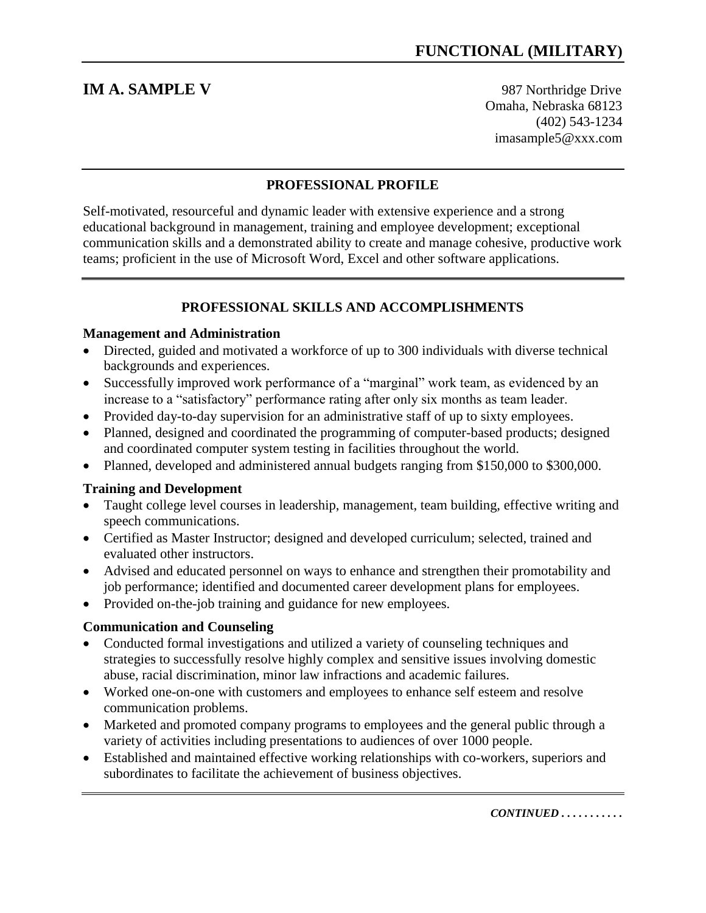# FUNCTIONAL (MILITARY)

**IM A. SAMPLE V**

987 Northridge Drive
Omaha, Nebraska 68123
(402) 543-1234
imasample5@xxx.com

## PROFESSIONAL PROFILE

Self-motivated, resourceful and dynamic leader with extensive experience and a strong educational background in management, training and employee development; exceptional communication skills and a demonstrated ability to create and manage cohesive, productive work teams; proficient in the use of Microsoft Word, Excel and other software applications.

## PROFESSIONAL SKILLS AND ACCOMPLISHMENTS

### Management and Administration

- Directed, guided and motivated a workforce of up to 300 individuals with diverse technical backgrounds and experiences.
- Successfully improved work performance of a "marginal" work team, as evidenced by an increase to a "satisfactory" performance rating after only six months as team leader.
- Provided day-to-day supervision for an administrative staff of up to sixty employees.
- Planned, designed and coordinated the programming of computer-based products; designed and coordinated computer system testing in facilities throughout the world.
- Planned, developed and administered annual budgets ranging from $150,000 to $300,000.

### Training and Development

- Taught college level courses in leadership, management, team building, effective writing and speech communications.
- Certified as Master Instructor; designed and developed curriculum; selected, trained and evaluated other instructors.
- Advised and educated personnel on ways to enhance and strengthen their promotability and job performance; identified and documented career development plans for employees.
- Provided on-the-job training and guidance for new employees.

### Communication and Counseling

- Conducted formal investigations and utilized a variety of counseling techniques and strategies to successfully resolve highly complex and sensitive issues involving domestic abuse, racial discrimination, minor law infractions and academic failures.
- Worked one-on-one with customers and employees to enhance self esteem and resolve communication problems.
- Marketed and promoted company programs to employees and the general public through a variety of activities including presentations to audiences of over 1000 people.
- Established and maintained effective working relationships with co-workers, superiors and subordinates to facilitate the achievement of business objectives.

*CONTINUED . . . . . . . . . . .*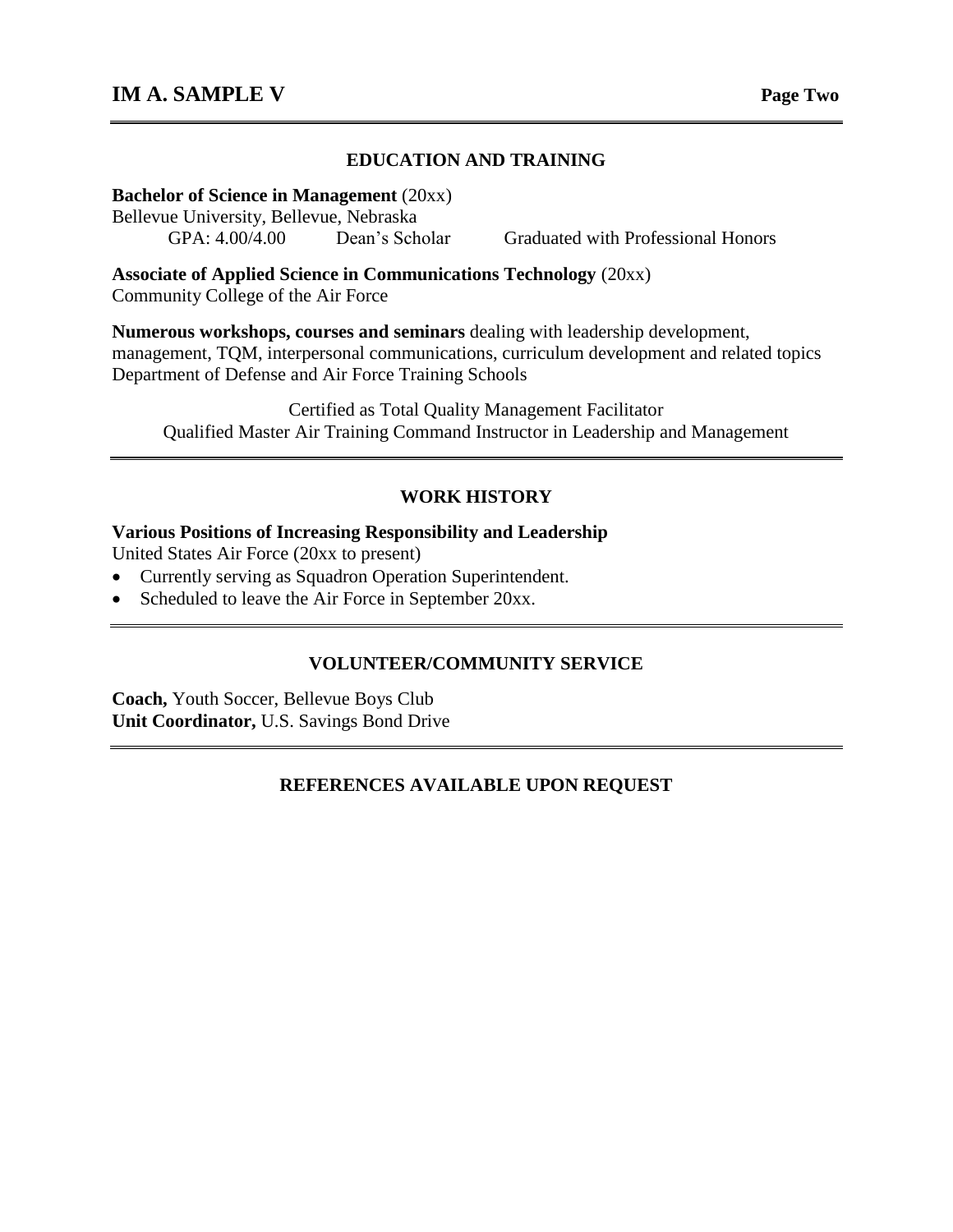## EDUCATION AND TRAINING

**Bachelor of Science in Management** (20xx)
Bellevue University, Bellevue, Nebraska
GPA: 4.00/4.00 Dean's Scholar Graduated with Professional Honors

**Associate of Applied Science in Communications Technology** (20xx)
Community College of the Air Force

**Numerous workshops, courses and seminars** dealing with leadership development, management, TQM, interpersonal communications, curriculum development and related topics
Department of Defense and Air Force Training Schools

Certified as Total Quality Management Facilitator
Qualified Master Air Training Command Instructor in Leadership and Management

## WORK HISTORY

**Various Positions of Increasing Responsibility and Leadership**
United States Air Force (20xx to present)

- Currently serving as Squadron Operation Superintendent.
- Scheduled to leave the Air Force in September 20xx.

## VOLUNTEER/COMMUNITY SERVICE

**Coach,** Youth Soccer, Bellevue Boys Club
**Unit Coordinator,** U.S. Savings Bond Drive

## REFERENCES AVAILABLE UPON REQUEST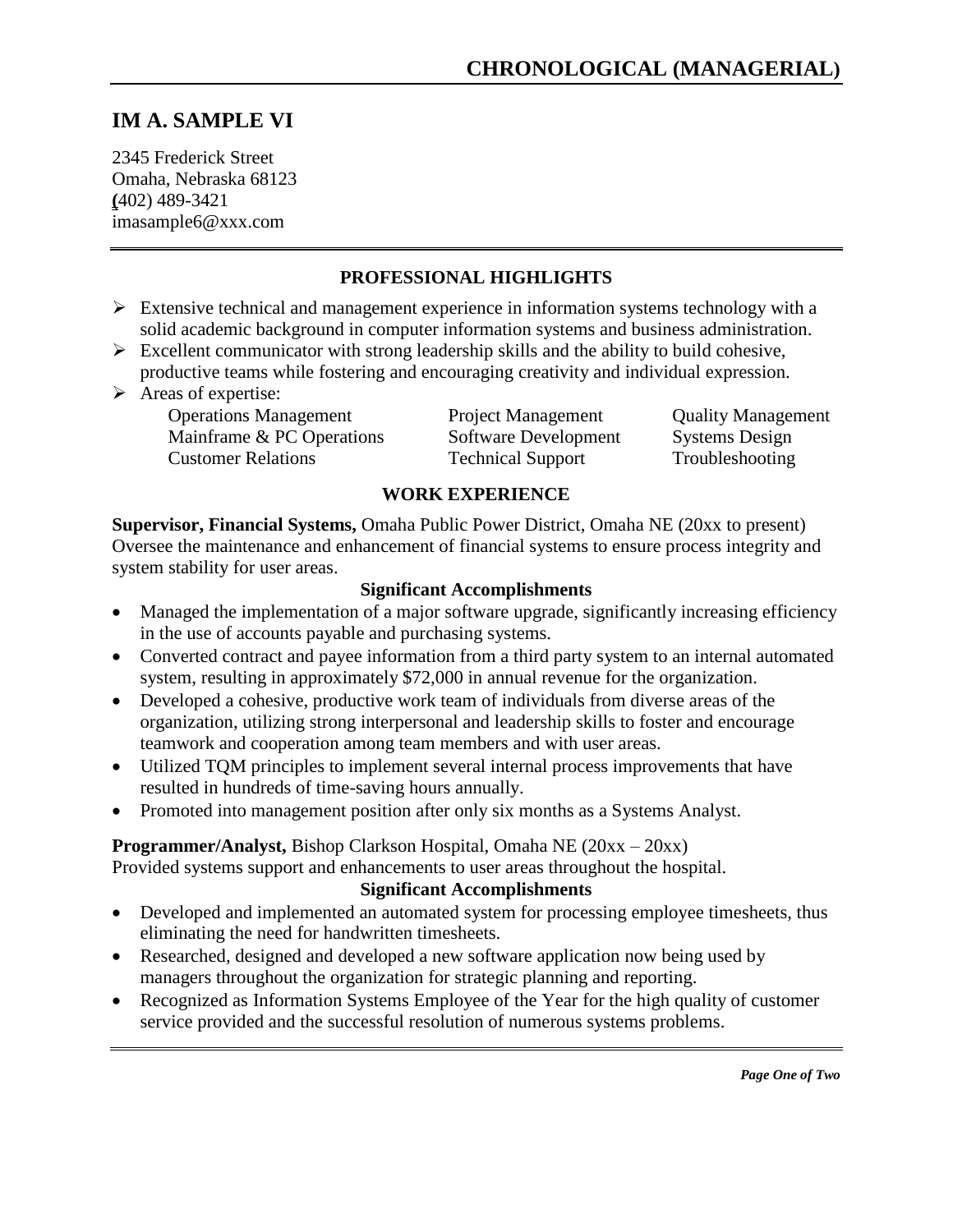# CHRONOLOGICAL (MANAGERIAL)

## IM A. SAMPLE VI

2345 Frederick Street
Omaha, Nebraska 68123
(402) 489-3421
imasample6@xxx.com

### PROFESSIONAL HIGHLIGHTS

- Extensive technical and management experience in information systems technology with a solid academic background in computer information systems and business administration.
- Excellent communicator with strong leadership skills and the ability to build cohesive, productive teams while fostering and encouraging creativity and individual expression.
- Areas of expertise:

| | | |
|---|---|---|
| Operations Management | Project Management | Quality Management |
| Mainframe & PC Operations | Software Development | Systems Design |
| Customer Relations | Technical Support | Troubleshooting |

### WORK EXPERIENCE

**Supervisor, Financial Systems,** Omaha Public Power District, Omaha NE (20xx to present)
Oversee the maintenance and enhancement of financial systems to ensure process integrity and system stability for user areas.

**Significant Accomplishments**

- Managed the implementation of a major software upgrade, significantly increasing efficiency in the use of accounts payable and purchasing systems.
- Converted contract and payee information from a third party system to an internal automated system, resulting in approximately $72,000 in annual revenue for the organization.
- Developed a cohesive, productive work team of individuals from diverse areas of the organization, utilizing strong interpersonal and leadership skills to foster and encourage teamwork and cooperation among team members and with user areas.
- Utilized TQM principles to implement several internal process improvements that have resulted in hundreds of time-saving hours annually.
- Promoted into management position after only six months as a Systems Analyst.

**Programmer/Analyst,** Bishop Clarkson Hospital, Omaha NE (20xx – 20xx)
Provided systems support and enhancements to user areas throughout the hospital.

**Significant Accomplishments**

- Developed and implemented an automated system for processing employee timesheets, thus eliminating the need for handwritten timesheets.
- Researched, designed and developed a new software application now being used by managers throughout the organization for strategic planning and reporting.
- Recognized as Information Systems Employee of the Year for the high quality of customer service provided and the successful resolution of numerous systems problems.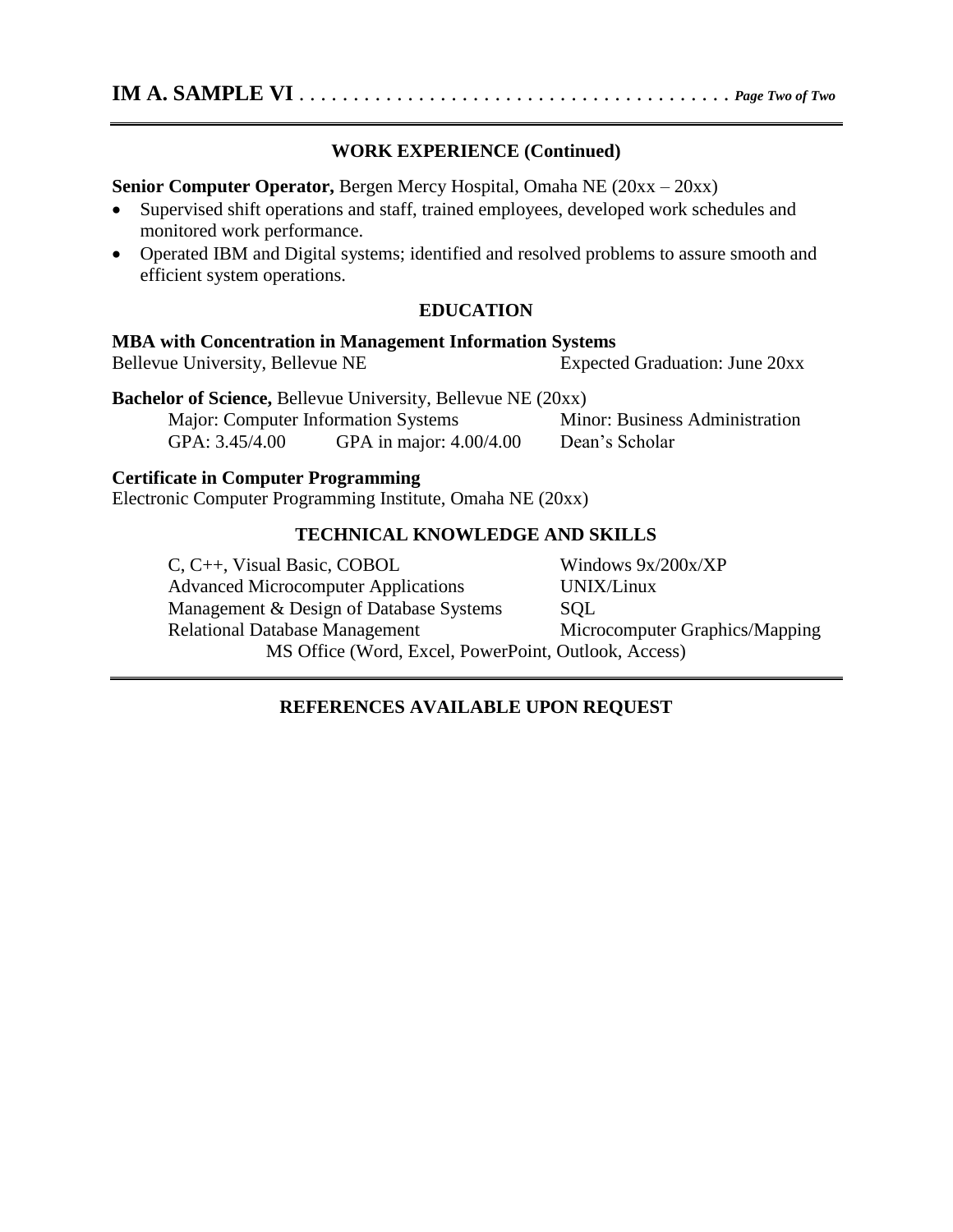## WORK EXPERIENCE (Continued)

**Senior Computer Operator,** Bergen Mercy Hospital, Omaha NE (20xx – 20xx)

- Supervised shift operations and staff, trained employees, developed work schedules and monitored work performance.
- Operated IBM and Digital systems; identified and resolved problems to assure smooth and efficient system operations.

## EDUCATION

**MBA with Concentration in Management Information Systems**
Bellevue University, Bellevue NE — Expected Graduation: June 20xx

**Bachelor of Science,** Bellevue University, Bellevue NE (20xx)

| | | |
|---|---|---|
| Major: Computer Information Systems | | Minor: Business Administration |
| GPA: 3.45/4.00 | GPA in major: 4.00/4.00 | Dean's Scholar |

**Certificate in Computer Programming**
Electronic Computer Programming Institute, Omaha NE (20xx)

## TECHNICAL KNOWLEDGE AND SKILLS

| | |
|---|---|
| C, C++, Visual Basic, COBOL | Windows 9x/200x/XP |
| Advanced Microcomputer Applications | UNIX/Linux |
| Management & Design of Database Systems | SQL |
| Relational Database Management | Microcomputer Graphics/Mapping |

MS Office (Word, Excel, PowerPoint, Outlook, Access)

## REFERENCES AVAILABLE UPON REQUEST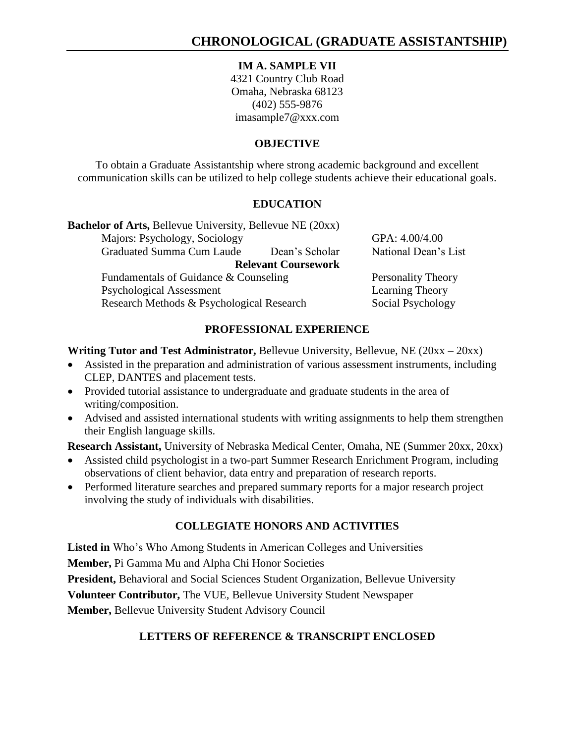# CHRONOLOGICAL (GRADUATE ASSISTANTSHIP)

**IM A. SAMPLE VII**
4321 Country Club Road
Omaha, Nebraska 68123
(402) 555-9876
imasample7@xxx.com

## OBJECTIVE

To obtain a Graduate Assistantship where strong academic background and excellent communication skills can be utilized to help college students achieve their educational goals.

## EDUCATION

**Bachelor of Arts,** Bellevue University, Bellevue NE (20xx)

Majors: Psychology, Sociology — GPA: 4.00/4.00
Graduated Summa Cum Laude — Dean's Scholar — National Dean's List

**Relevant Coursework**

- Fundamentals of Guidance & Counseling
- Psychological Assessment
- Research Methods & Psychological Research
- Personality Theory
- Learning Theory
- Social Psychology

## PROFESSIONAL EXPERIENCE

**Writing Tutor and Test Administrator,** Bellevue University, Bellevue, NE (20xx – 20xx)

- Assisted in the preparation and administration of various assessment instruments, including CLEP, DANTES and placement tests.
- Provided tutorial assistance to undergraduate and graduate students in the area of writing/composition.
- Advised and assisted international students with writing assignments to help them strengthen their English language skills.

**Research Assistant,** University of Nebraska Medical Center, Omaha, NE (Summer 20xx, 20xx)

- Assisted child psychologist in a two-part Summer Research Enrichment Program, including observations of client behavior, data entry and preparation of research reports.
- Performed literature searches and prepared summary reports for a major research project involving the study of individuals with disabilities.

## COLLEGIATE HONORS AND ACTIVITIES

**Listed in** Who's Who Among Students in American Colleges and Universities

**Member,** Pi Gamma Mu and Alpha Chi Honor Societies

**President,** Behavioral and Social Sciences Student Organization, Bellevue University

**Volunteer Contributor,** The VUE, Bellevue University Student Newspaper

**Member,** Bellevue University Student Advisory Council

## LETTERS OF REFERENCE & TRANSCRIPT ENCLOSED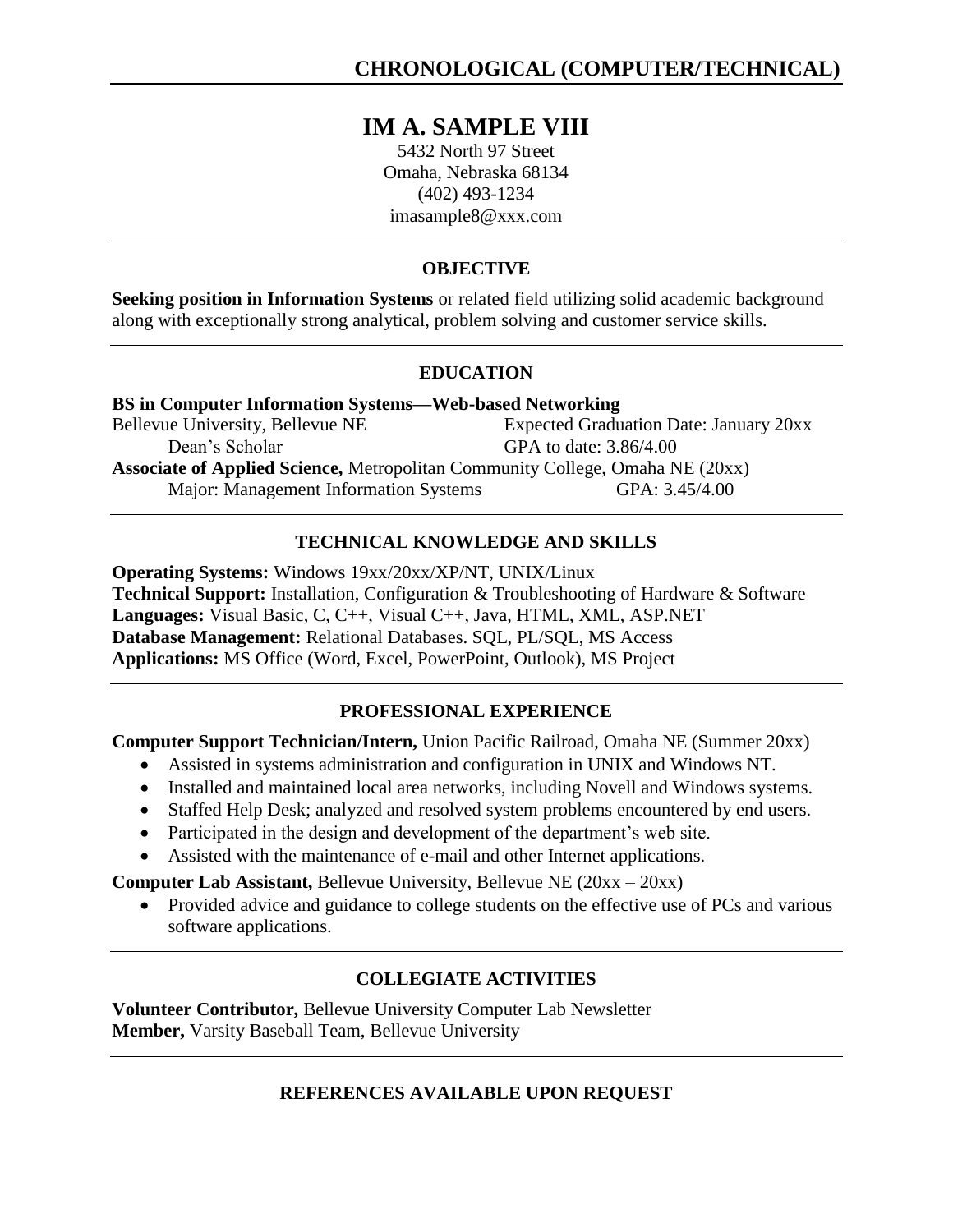## CHRONOLOGICAL (COMPUTER/TECHNICAL)

# IM A. SAMPLE VIII

5432 North 97 Street
Omaha, Nebraska 68134
(402) 493-1234
imasample8@xxx.com

---

### OBJECTIVE

**Seeking position in Information Systems** or related field utilizing solid academic background along with exceptionally strong analytical, problem solving and customer service skills.

---

### EDUCATION

**BS in Computer Information Systems—Web-based Networking**
Bellevue University, Bellevue NE — Expected Graduation Date: January 20xx
Dean's Scholar — GPA to date: 3.86/4.00

**Associate of Applied Science,** Metropolitan Community College, Omaha NE (20xx)
Major: Management Information Systems — GPA: 3.45/4.00

---

### TECHNICAL KNOWLEDGE AND SKILLS

**Operating Systems:** Windows 19xx/20xx/XP/NT, UNIX/Linux
**Technical Support:** Installation, Configuration & Troubleshooting of Hardware & Software
**Languages:** Visual Basic, C, C++, Visual C++, Java, HTML, XML, ASP.NET
**Database Management:** Relational Databases. SQL, PL/SQL, MS Access
**Applications:** MS Office (Word, Excel, PowerPoint, Outlook), MS Project

---

### PROFESSIONAL EXPERIENCE

**Computer Support Technician/Intern,** Union Pacific Railroad, Omaha NE (Summer 20xx)

- Assisted in systems administration and configuration in UNIX and Windows NT.
- Installed and maintained local area networks, including Novell and Windows systems.
- Staffed Help Desk; analyzed and resolved system problems encountered by end users.
- Participated in the design and development of the department's web site.
- Assisted with the maintenance of e-mail and other Internet applications.

**Computer Lab Assistant,** Bellevue University, Bellevue NE (20xx – 20xx)

- Provided advice and guidance to college students on the effective use of PCs and various software applications.

---

### COLLEGIATE ACTIVITIES

**Volunteer Contributor,** Bellevue University Computer Lab Newsletter
**Member,** Varsity Baseball Team, Bellevue University

---

### REFERENCES AVAILABLE UPON REQUEST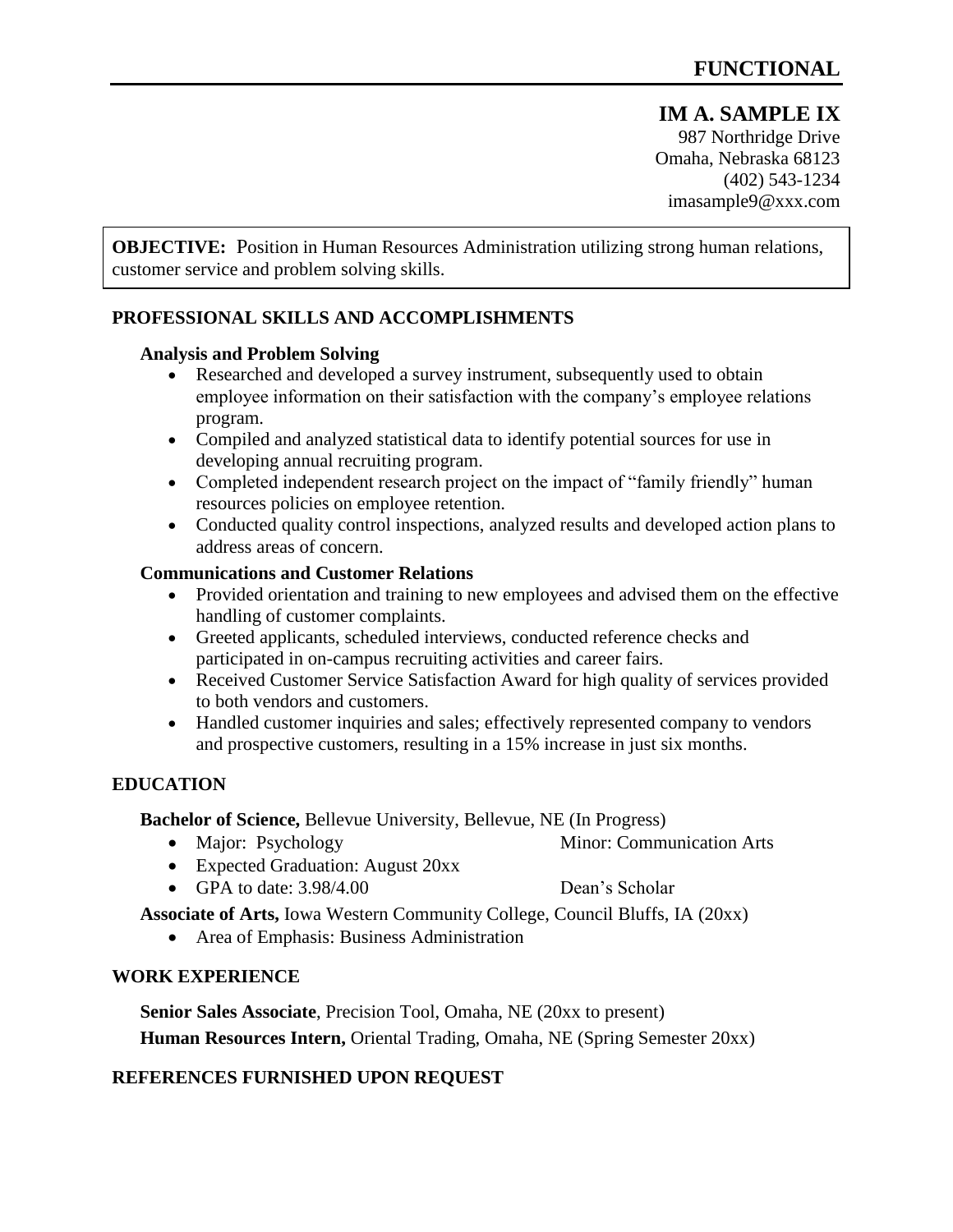# FUNCTIONAL

## IM A. SAMPLE IX

987 Northridge Drive
Omaha, Nebraska 68123
(402) 543-1234
imasample9@xxx.com

**OBJECTIVE:** Position in Human Resources Administration utilizing strong human relations, customer service and problem solving skills.

### PROFESSIONAL SKILLS AND ACCOMPLISHMENTS

**Analysis and Problem Solving**

- Researched and developed a survey instrument, subsequently used to obtain employee information on their satisfaction with the company's employee relations program.
- Compiled and analyzed statistical data to identify potential sources for use in developing annual recruiting program.
- Completed independent research project on the impact of "family friendly" human resources policies on employee retention.
- Conducted quality control inspections, analyzed results and developed action plans to address areas of concern.

**Communications and Customer Relations**

- Provided orientation and training to new employees and advised them on the effective handling of customer complaints.
- Greeted applicants, scheduled interviews, conducted reference checks and participated in on-campus recruiting activities and career fairs.
- Received Customer Service Satisfaction Award for high quality of services provided to both vendors and customers.
- Handled customer inquiries and sales; effectively represented company to vendors and prospective customers, resulting in a 15% increase in just six months.

### EDUCATION

**Bachelor of Science,** Bellevue University, Bellevue, NE (In Progress)

- Major: Psychology — Minor: Communication Arts
- Expected Graduation: August 20xx
- GPA to date: 3.98/4.00 — Dean's Scholar

**Associate of Arts,** Iowa Western Community College, Council Bluffs, IA (20xx)

- Area of Emphasis: Business Administration

### WORK EXPERIENCE

**Senior Sales Associate**, Precision Tool, Omaha, NE (20xx to present)

**Human Resources Intern,** Oriental Trading, Omaha, NE (Spring Semester 20xx)

### REFERENCES FURNISHED UPON REQUEST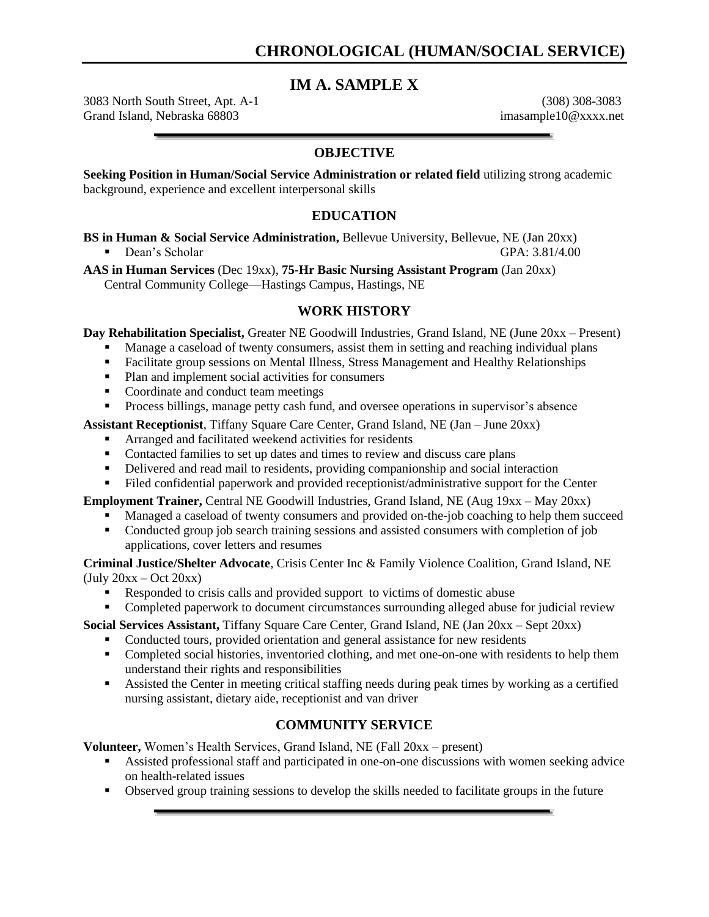# CHRONOLOGICAL (HUMAN/SOCIAL SERVICE)

## IM A. SAMPLE X

3083 North South Street, Apt. A-1
Grand Island, Nebraska 68803
(308) 308-3083
imasample10@xxxx.net

### OBJECTIVE

**Seeking Position in Human/Social Service Administration or related field** utilizing strong academic background, experience and excellent interpersonal skills

### EDUCATION

**BS in Human & Social Service Administration,** Bellevue University, Bellevue, NE (Jan 20xx)

- Dean's Scholar — GPA: 3.81/4.00

**AAS in Human Services** (Dec 19xx), **75-Hr Basic Nursing Assistant Program** (Jan 20xx)
Central Community College—Hastings Campus, Hastings, NE

### WORK HISTORY

**Day Rehabilitation Specialist,** Greater NE Goodwill Industries, Grand Island, NE (June 20xx – Present)

- Manage a caseload of twenty consumers, assist them in setting and reaching individual plans
- Facilitate group sessions on Mental Illness, Stress Management and Healthy Relationships
- Plan and implement social activities for consumers
- Coordinate and conduct team meetings
- Process billings, manage petty cash fund, and oversee operations in supervisor's absence

**Assistant Receptionist**, Tiffany Square Care Center, Grand Island, NE (Jan – June 20xx)

- Arranged and facilitated weekend activities for residents
- Contacted families to set up dates and times to review and discuss care plans
- Delivered and read mail to residents, providing companionship and social interaction
- Filed confidential paperwork and provided receptionist/administrative support for the Center

**Employment Trainer,** Central NE Goodwill Industries, Grand Island, NE (Aug 19xx – May 20xx)

- Managed a caseload of twenty consumers and provided on-the-job coaching to help them succeed
- Conducted group job search training sessions and assisted consumers with completion of job applications, cover letters and resumes

**Criminal Justice/Shelter Advocate**, Crisis Center Inc & Family Violence Coalition, Grand Island, NE (July 20xx – Oct 20xx)

- Responded to crisis calls and provided support to victims of domestic abuse
- Completed paperwork to document circumstances surrounding alleged abuse for judicial review

**Social Services Assistant,** Tiffany Square Care Center, Grand Island, NE (Jan 20xx – Sept 20xx)

- Conducted tours, provided orientation and general assistance for new residents
- Completed social histories, inventoried clothing, and met one-on-one with residents to help them understand their rights and responsibilities
- Assisted the Center in meeting critical staffing needs during peak times by working as a certified nursing assistant, dietary aide, receptionist and van driver

### COMMUNITY SERVICE

**Volunteer,** Women's Health Services, Grand Island, NE (Fall 20xx – present)

- Assisted professional staff and participated in one-on-one discussions with women seeking advice on health-related issues
- Observed group training sessions to develop the skills needed to facilitate groups in the future